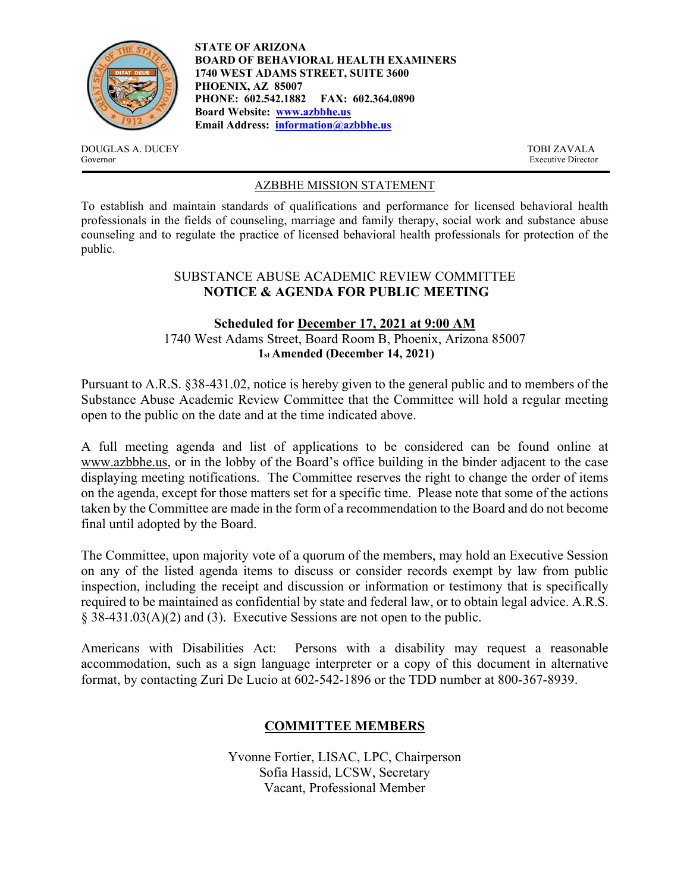**STATE OF ARIZONA**
**BOARD OF BEHAVIORAL HEALTH EXAMINERS**
**1740 WEST ADAMS STREET, SUITE 3600**
**PHOENIX, AZ 85007**
**PHONE: 602.542.1882 FAX: 602.364.0890**
**Board Website: www.azbbhe.us**
**Email Address: information@azbbhe.us**

DOUGLAS A. DUCEY
Governor

TOBI ZAVALA
Executive Director

## AZBBHE MISSION STATEMENT

To establish and maintain standards of qualifications and performance for licensed behavioral health professionals in the fields of counseling, marriage and family therapy, social work and substance abuse counseling and to regulate the practice of licensed behavioral health professionals for protection of the public.

## SUBSTANCE ABUSE ACADEMIC REVIEW COMMITTEE
## NOTICE & AGENDA FOR PUBLIC MEETING

**Scheduled for December 17, 2021 at 9:00 AM**
1740 West Adams Street, Board Room B, Phoenix, Arizona 85007
**1st Amended (December 14, 2021)**

Pursuant to A.R.S. §38-431.02, notice is hereby given to the general public and to members of the Substance Abuse Academic Review Committee that the Committee will hold a regular meeting open to the public on the date and at the time indicated above.

A full meeting agenda and list of applications to be considered can be found online at www.azbbhe.us, or in the lobby of the Board's office building in the binder adjacent to the case displaying meeting notifications. The Committee reserves the right to change the order of items on the agenda, except for those matters set for a specific time. Please note that some of the actions taken by the Committee are made in the form of a recommendation to the Board and do not become final until adopted by the Board.

The Committee, upon majority vote of a quorum of the members, may hold an Executive Session on any of the listed agenda items to discuss or consider records exempt by law from public inspection, including the receipt and discussion or information or testimony that is specifically required to be maintained as confidential by state and federal law, or to obtain legal advice. A.R.S. § 38-431.03(A)(2) and (3). Executive Sessions are not open to the public.

Americans with Disabilities Act: Persons with a disability may request a reasonable accommodation, such as a sign language interpreter or a copy of this document in alternative format, by contacting Zuri De Lucio at 602-542-1896 or the TDD number at 800-367-8939.

## COMMITTEE MEMBERS

Yvonne Fortier, LISAC, LPC, Chairperson
Sofia Hassid, LCSW, Secretary
Vacant, Professional Member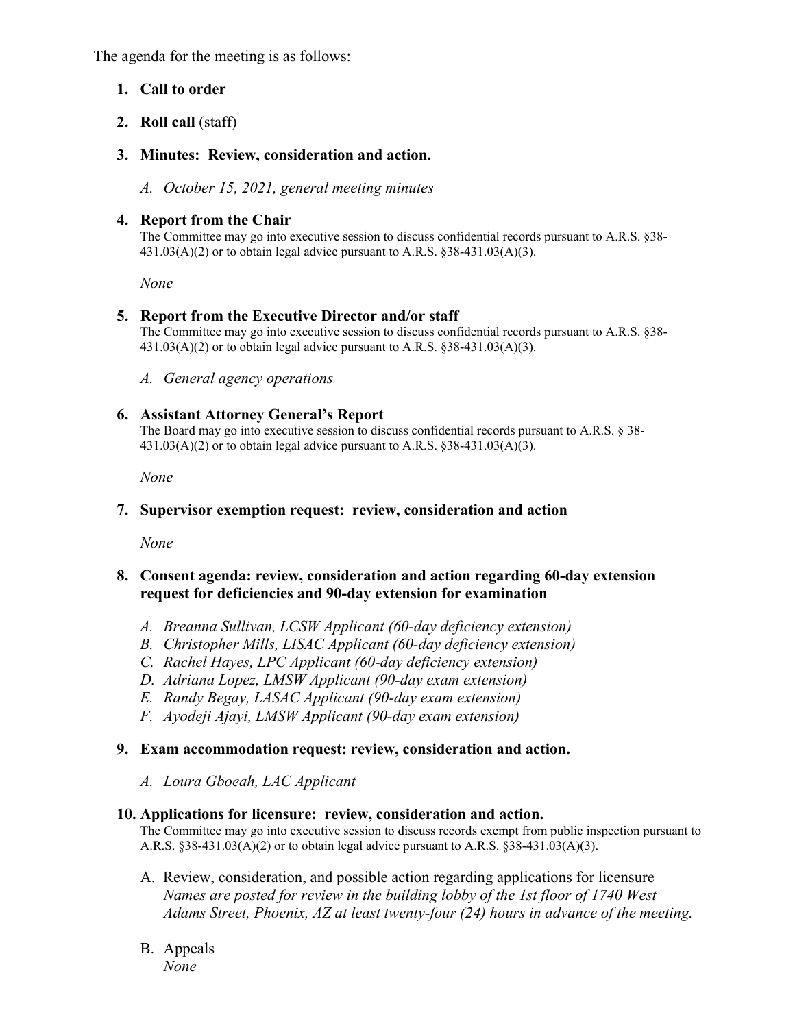The agenda for the meeting is as follows:

1. **Call to order**

2. **Roll call** (staff)

3. **Minutes: Review, consideration and action.**

   A. *October 15, 2021, general meeting minutes*

4. **Report from the Chair**
   The Committee may go into executive session to discuss confidential records pursuant to A.R.S. §38-431.03(A)(2) or to obtain legal advice pursuant to A.R.S. §38-431.03(A)(3).

   *None*

5. **Report from the Executive Director and/or staff**
   The Committee may go into executive session to discuss confidential records pursuant to A.R.S. §38-431.03(A)(2) or to obtain legal advice pursuant to A.R.S. §38-431.03(A)(3).

   A. *General agency operations*

6. **Assistant Attorney General's Report**
   The Board may go into executive session to discuss confidential records pursuant to A.R.S. § 38-431.03(A)(2) or to obtain legal advice pursuant to A.R.S. §38-431.03(A)(3).

   *None*

7. **Supervisor exemption request: review, consideration and action**

   *None*

8. **Consent agenda: review, consideration and action regarding 60-day extension request for deficiencies and 90-day extension for examination**

   A. *Breanna Sullivan, LCSW Applicant (60-day deficiency extension)*
   B. *Christopher Mills, LISAC Applicant (60-day deficiency extension)*
   C. *Rachel Hayes, LPC Applicant (60-day deficiency extension)*
   D. *Adriana Lopez, LMSW Applicant (90-day exam extension)*
   E. *Randy Begay, LASAC Applicant (90-day exam extension)*
   F. *Ayodeji Ajayi, LMSW Applicant (90-day exam extension)*

9. **Exam accommodation request: review, consideration and action.**

   A. *Loura Gboeah, LAC Applicant*

10. **Applications for licensure: review, consideration and action.**
    The Committee may go into executive session to discuss records exempt from public inspection pursuant to A.R.S. §38-431.03(A)(2) or to obtain legal advice pursuant to A.R.S. §38-431.03(A)(3).

    A. Review, consideration, and possible action regarding applications for licensure
       *Names are posted for review in the building lobby of the 1st floor of 1740 West Adams Street, Phoenix, AZ at least twenty-four (24) hours in advance of the meeting.*

    B. Appeals
       *None*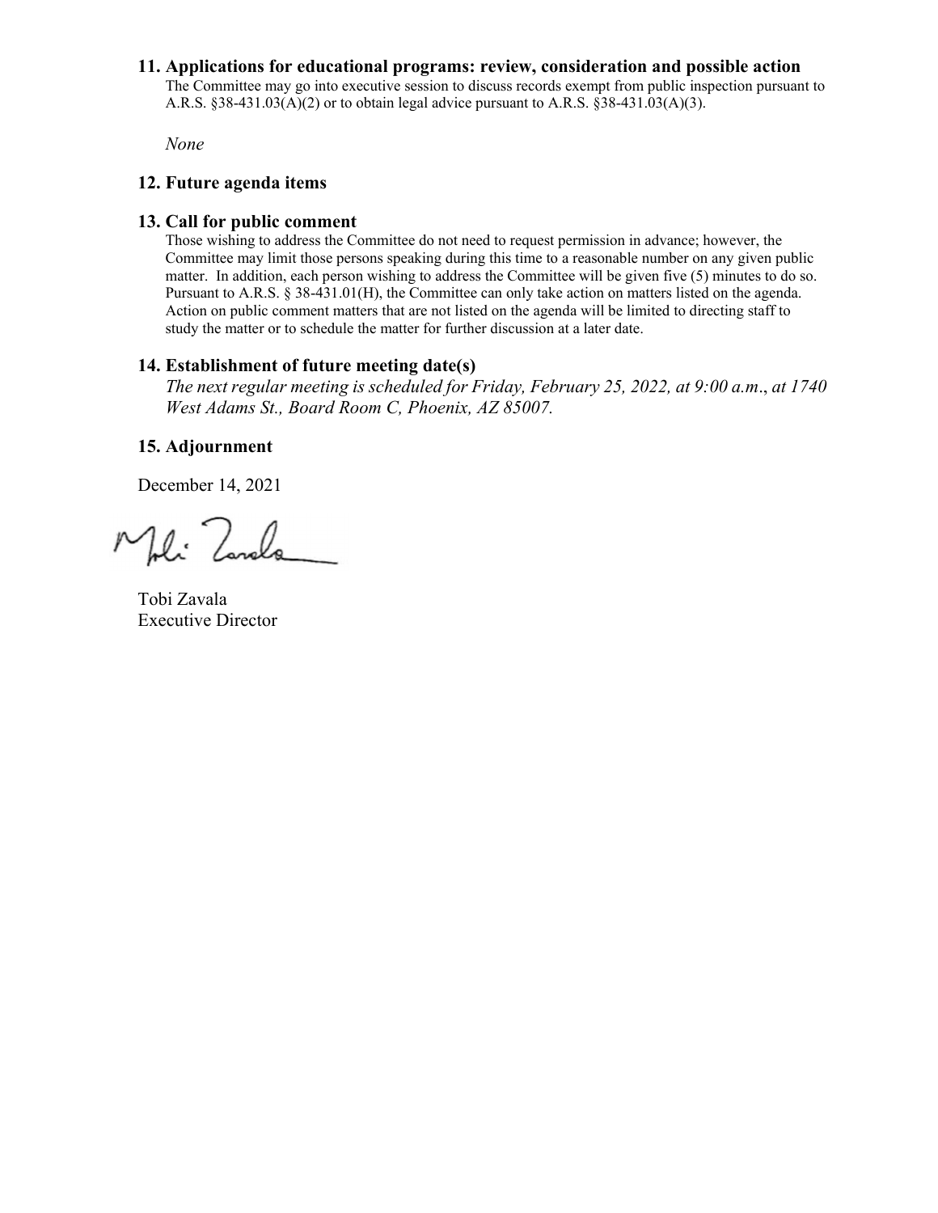### 11. Applications for educational programs: review, consideration and possible action

The Committee may go into executive session to discuss records exempt from public inspection pursuant to A.R.S. §38-431.03(A)(2) or to obtain legal advice pursuant to A.R.S. §38-431.03(A)(3).

*None*

### 12. Future agenda items

### 13. Call for public comment

Those wishing to address the Committee do not need to request permission in advance; however, the Committee may limit those persons speaking during this time to a reasonable number on any given public matter. In addition, each person wishing to address the Committee will be given five (5) minutes to do so. Pursuant to A.R.S. § 38-431.01(H), the Committee can only take action on matters listed on the agenda. Action on public comment matters that are not listed on the agenda will be limited to directing staff to study the matter or to schedule the matter for further discussion at a later date.

### 14. Establishment of future meeting date(s)

*The next regular meeting is scheduled for Friday, February 25, 2022, at 9:00 a.m., at 1740 West Adams St., Board Room C, Phoenix, AZ 85007.*

### 15. Adjournment

December 14, 2021

Tobi Zavala
Executive Director